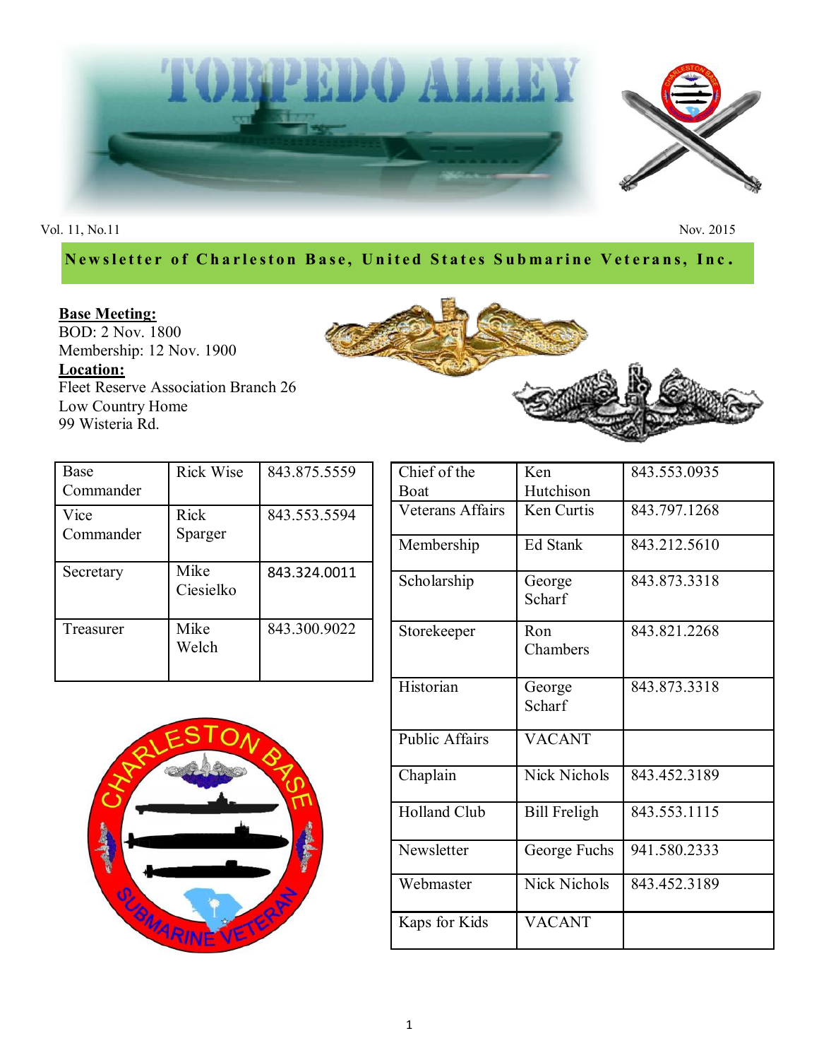# TORPEDO ALLEY

Vol. 11, No.11 | Nov. 2015

**Newsletter of Charleston Base, United States Submarine Veterans, Inc.**

**Base Meeting:**
BOD: 2 Nov. 1800
Membership: 12 Nov. 1900
**Location:**
Fleet Reserve Association Branch 26
Low Country Home
99 Wisteria Rd.

| Base Commander | Rick Wise | 843.875.5559 |
|---|---|---|
| Vice Commander | Rick Sparger | 843.553.5594 |
| Secretary | Mike Ciesielko | 843.324.0011 |
| Treasurer | Mike Welch | 843.300.9022 |

| Chief of the Boat | Ken Hutchison | 843.553.0935 |
|---|---|---|
| Veterans Affairs | Ken Curtis | 843.797.1268 |
| Membership | Ed Stank | 843.212.5610 |
| Scholarship | George Scharf | 843.873.3318 |
| Storekeeper | Ron Chambers | 843.821.2268 |
| Historian | George Scharf | 843.873.3318 |
| Public Affairs | VACANT | |
| Chaplain | Nick Nichols | 843.452.3189 |
| Holland Club | Bill Freligh | 843.553.1115 |
| Newsletter | George Fuchs | 941.580.2333 |
| Webmaster | Nick Nichols | 843.452.3189 |
| Kaps for Kids | VACANT | |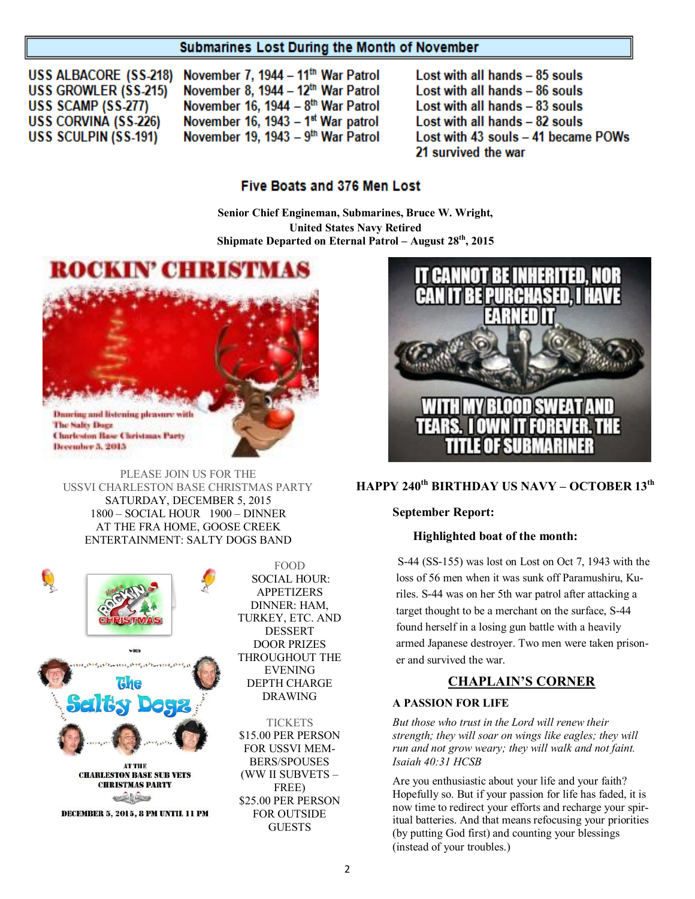## Submarines Lost During the Month of November

| | | |
|---|---|---|
| USS ALBACORE (SS-218) | November 7, 1944 – 11th War Patrol | Lost with all hands – 85 souls |
| USS GROWLER (SS-215) | November 8, 1944 – 12th War Patrol | Lost with all hands – 86 souls |
| USS SCAMP (SS-277) | November 16, 1944 – 8th War Patrol | Lost with all hands – 83 souls |
| USS CORVINA (SS-226) | November 16, 1943 – 1st War patrol | Lost with all hands – 82 souls |
| USS SCULPIN (SS-191) | November 19, 1943 – 9th War Patrol | Lost with 43 souls – 41 became POWs 21 survived the war |

**Five Boats and 376 Men Lost**

**Senior Chief Engineman, Submarines, Bruce W. Wright,**
**United States Navy Retired**
**Shipmate Departed on Eternal Patrol – August 28th, 2015**

ROCKIN' CHRISTMAS

Dancing and listening pleasure with
The Salty Dogz
Charleston Base Christmas Party
December 5, 2015

PLEASE JOIN US FOR THE
USSVI CHARLESTON BASE CHRISTMAS PARTY
SATURDAY, DECEMBER 5, 2015
1800 – SOCIAL HOUR 1900 – DINNER
AT THE FRA HOME, GOOSE CREEK
ENTERTAINMENT: SALTY DOGS BAND

ROCKIN' CHRISTMAS with The Salty Dogz AT THE CHARLESTON BASE SUB VETS CHRISTMAS PARTY
DECEMBER 5, 2015, 8 PM UNTIL 11 PM

FOOD
SOCIAL HOUR: APPETIZERS
DINNER: HAM, TURKEY, ETC. AND DESSERT
DOOR PRIZES THROUGHOUT THE EVENING
DEPTH CHARGE DRAWING

TICKETS
$15.00 PER PERSON FOR USSVI MEMBERS/SPOUSES
(WW II SUBVETS – FREE)
$25.00 PER PERSON FOR OUTSIDE GUESTS

IT CANNOT BE INHERITED, NOR CAN IT BE PURCHASED, I HAVE EARNED IT WITH MY BLOOD SWEAT AND TEARS. I OWN IT FOREVER. THE TITLE OF SUBMARINER

**HAPPY 240th BIRTHDAY US NAVY – OCTOBER 13th**

**September Report:**

**Highlighted boat of the month:**

S-44 (SS-155) was lost on Lost on Oct 7, 1943 with the loss of 56 men when it was sunk off Paramushiru, Kuriles. S-44 was on her 5th war patrol after attacking a target thought to be a merchant on the surface, S-44 found herself in a losing gun battle with a heavily armed Japanese destroyer. Two men were taken prisoner and survived the war.

## CHAPLAIN'S CORNER

**A PASSION FOR LIFE**

*But those who trust in the Lord will renew their strength; they will soar on wings like eagles; they will run and not grow weary; they will walk and not faint. Isaiah 40:31 HCSB*

Are you enthusiastic about your life and your faith? Hopefully so. But if your passion for life has faded, it is now time to redirect your efforts and recharge your spiritual batteries. And that means refocusing your priorities (by putting God first) and counting your blessings (instead of your troubles.)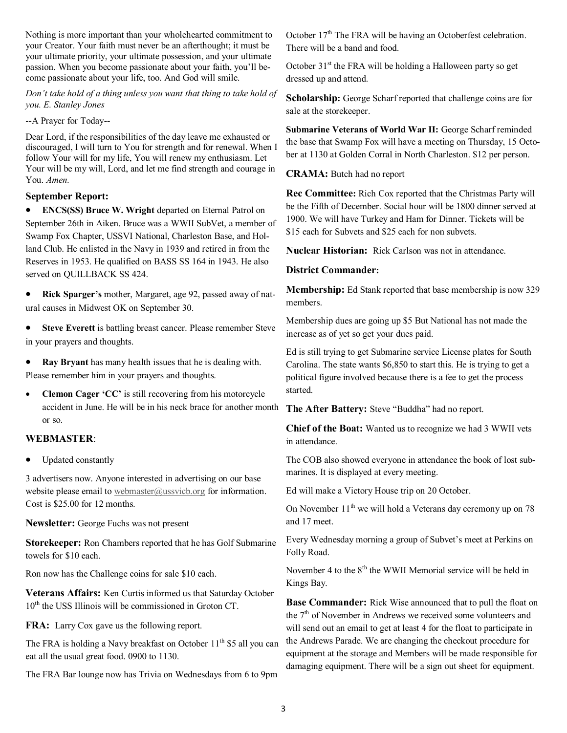Nothing is more important than your wholehearted commitment to your Creator. Your faith must never be an afterthought; it must be your ultimate priority, your ultimate possession, and your ultimate passion. When you become passionate about your faith, you'll become passionate about your life, too. And God will smile.

*Don't take hold of a thing unless you want that thing to take hold of you. E. Stanley Jones*

--A Prayer for Today--

Dear Lord, if the responsibilities of the day leave me exhausted or discouraged, I will turn to You for strength and for renewal. When I follow Your will for my life, You will renew my enthusiasm. Let Your will be my will, Lord, and let me find strength and courage in You. *Amen.*

### September Report:

- **ENCS(SS) Bruce W. Wright** departed on Eternal Patrol on September 26th in Aiken. Bruce was a WWII SubVet, a member of Swamp Fox Chapter, USSVI National, Charleston Base, and Holland Club. He enlisted in the Navy in 1939 and retired in from the Reserves in 1953. He qualified on BASS SS 164 in 1943. He also served on QUILLBACK SS 424.
- **Rick Sparger's** mother, Margaret, age 92, passed away of natural causes in Midwest OK on September 30.
- **Steve Everett** is battling breast cancer. Please remember Steve in your prayers and thoughts.
- **Ray Bryant** has many health issues that he is dealing with. Please remember him in your prayers and thoughts.
- **Clemon Cager 'CC'** is still recovering from his motorcycle accident in June. He will be in his neck brace for another month or so.

### WEBMASTER:

- Updated constantly

3 advertisers now. Anyone interested in advertising on our base website please email to webmaster@ussvicb.org for information. Cost is $25.00 for 12 months.

**Newsletter:** George Fuchs was not present

**Storekeeper:** Ron Chambers reported that he has Golf Submarine towels for $10 each.

Ron now has the Challenge coins for sale $10 each.

**Veterans Affairs:** Ken Curtis informed us that Saturday October 10th the USS Illinois will be commissioned in Groton CT.

**FRA:** Larry Cox gave us the following report.

The FRA is holding a Navy breakfast on October 11th $5 all you can eat all the usual great food. 0900 to 1130.

The FRA Bar lounge now has Trivia on Wednesdays from 6 to 9pm

October 17th The FRA will be having an Octoberfest celebration. There will be a band and food.

October 31st the FRA will be holding a Halloween party so get dressed up and attend.

**Scholarship:** George Scharf reported that challenge coins are for sale at the storekeeper.

**Submarine Veterans of World War II:** George Scharf reminded the base that Swamp Fox will have a meeting on Thursday, 15 October at 1130 at Golden Corral in North Charleston. $12 per person.

**CRAMA:** Butch had no report

**Rec Committee:** Rich Cox reported that the Christmas Party will be the Fifth of December. Social hour will be 1800 dinner served at 1900. We will have Turkey and Ham for Dinner. Tickets will be $15 each for Subvets and $25 each for non subvets.

**Nuclear Historian:** Rick Carlson was not in attendance.

**District Commander:**

**Membership:** Ed Stank reported that base membership is now 329 members.

Membership dues are going up $5 But National has not made the increase as of yet so get your dues paid.

Ed is still trying to get Submarine service License plates for South Carolina. The state wants $6,850 to start this. He is trying to get a political figure involved because there is a fee to get the process started.

**The After Battery:** Steve "Buddha" had no report.

**Chief of the Boat:** Wanted us to recognize we had 3 WWII vets in attendance.

The COB also showed everyone in attendance the book of lost submarines. It is displayed at every meeting.

Ed will make a Victory House trip on 20 October.

On November 11th we will hold a Veterans day ceremony up on 78 and 17 meet.

Every Wednesday morning a group of Subvet's meet at Perkins on Folly Road.

November 4 to the 8th the WWII Memorial service will be held in Kings Bay.

**Base Commander:** Rick Wise announced that to pull the float on the 7th of November in Andrews we received some volunteers and will send out an email to get at least 4 for the float to participate in the Andrews Parade. We are changing the checkout procedure for equipment at the storage and Members will be made responsible for damaging equipment. There will be a sign out sheet for equipment.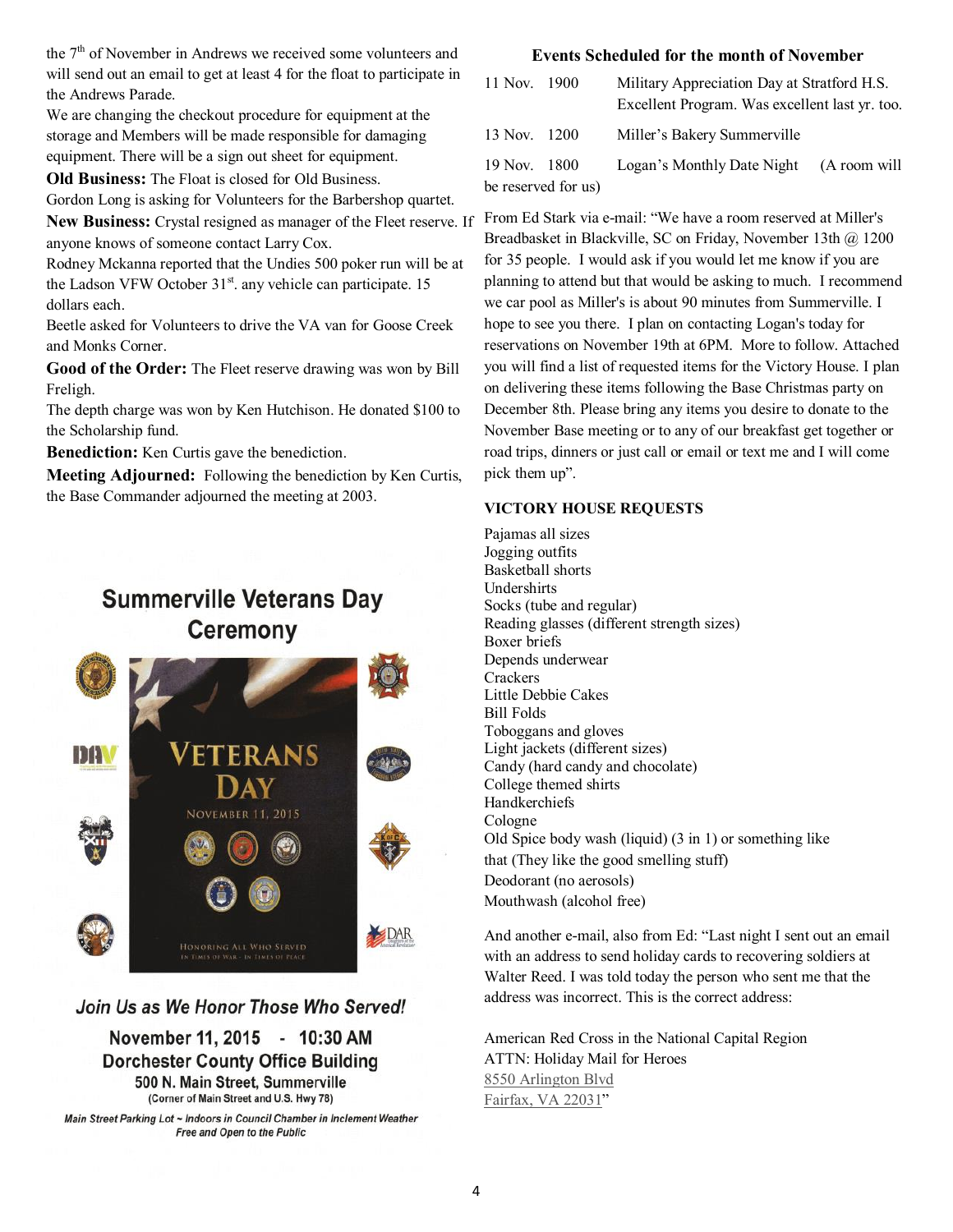the 7th of November in Andrews we received some volunteers and will send out an email to get at least 4 for the float to participate in the Andrews Parade.

We are changing the checkout procedure for equipment at the storage and Members will be made responsible for damaging equipment. There will be a sign out sheet for equipment.

**Old Business:** The Float is closed for Old Business.

Gordon Long is asking for Volunteers for the Barbershop quartet.

**New Business:** Crystal resigned as manager of the Fleet reserve. If anyone knows of someone contact Larry Cox.

Rodney Mckanna reported that the Undies 500 poker run will be at the Ladson VFW October 31st. any vehicle can participate. 15 dollars each.

Beetle asked for Volunteers to drive the VA van for Goose Creek and Monks Corner.

**Good of the Order:** The Fleet reserve drawing was won by Bill Freligh.

The depth charge was won by Ken Hutchison. He donated $100 to the Scholarship fund.

**Benediction:** Ken Curtis gave the benediction.

**Meeting Adjourned:** Following the benediction by Ken Curtis, the Base Commander adjourned the meeting at 2003.

## Summerville Veterans Day Ceremony

VETERANS DAY

NOVEMBER 11, 2015

HONORING ALL WHO SERVED
IN TIMES OF WAR - IN TIMES OF PEACE

***Join Us as We Honor Those Who Served!***

**November 11, 2015 - 10:30 AM**

**Dorchester County Office Building**

**500 N. Main Street, Summerville**

**(Corner of Main Street and U.S. Hwy 78)**

***Main Street Parking Lot ~ Indoors in Council Chamber in Inclement Weather***

***Free and Open to the Public***

### Events Scheduled for the month of November

11 Nov. 1900 Military Appreciation Day at Stratford H.S. Excellent Program. Was excellent last yr. too.

13 Nov. 1200 Miller's Bakery Summerville

19 Nov. 1800 Logan's Monthly Date Night (A room will be reserved for us)

From Ed Stark via e-mail: "We have a room reserved at Miller's Breadbasket in Blackville, SC on Friday, November 13th @ 1200 for 35 people. I would ask if you would let me know if you are planning to attend but that would be asking to much. I recommend we car pool as Miller's is about 90 minutes from Summerville. I hope to see you there. I plan on contacting Logan's today for reservations on November 19th at 6PM. More to follow. Attached you will find a list of requested items for the Victory House. I plan on delivering these items following the Base Christmas party on December 8th. Please bring any items you desire to donate to the November Base meeting or to any of our breakfast get together or road trips, dinners or just call or email or text me and I will come pick them up".

**VICTORY HOUSE REQUESTS**

Pajamas all sizes
Jogging outfits
Basketball shorts
Undershirts
Socks (tube and regular)
Reading glasses (different strength sizes)
Boxer briefs
Depends underwear
Crackers
Little Debbie Cakes
Bill Folds
Toboggans and gloves
Light jackets (different sizes)
Candy (hard candy and chocolate)
College themed shirts
Handkerchiefs
Cologne
Old Spice body wash (liquid) (3 in 1) or something like that (They like the good smelling stuff)
Deodorant (no aerosols)
Mouthwash (alcohol free)

And another e-mail, also from Ed: "Last night I sent out an email with an address to send holiday cards to recovering soldiers at Walter Reed. I was told today the person who sent me that the address was incorrect. This is the correct address:

American Red Cross in the National Capital Region
ATTN: Holiday Mail for Heroes
8550 Arlington Blvd
Fairfax, VA 22031"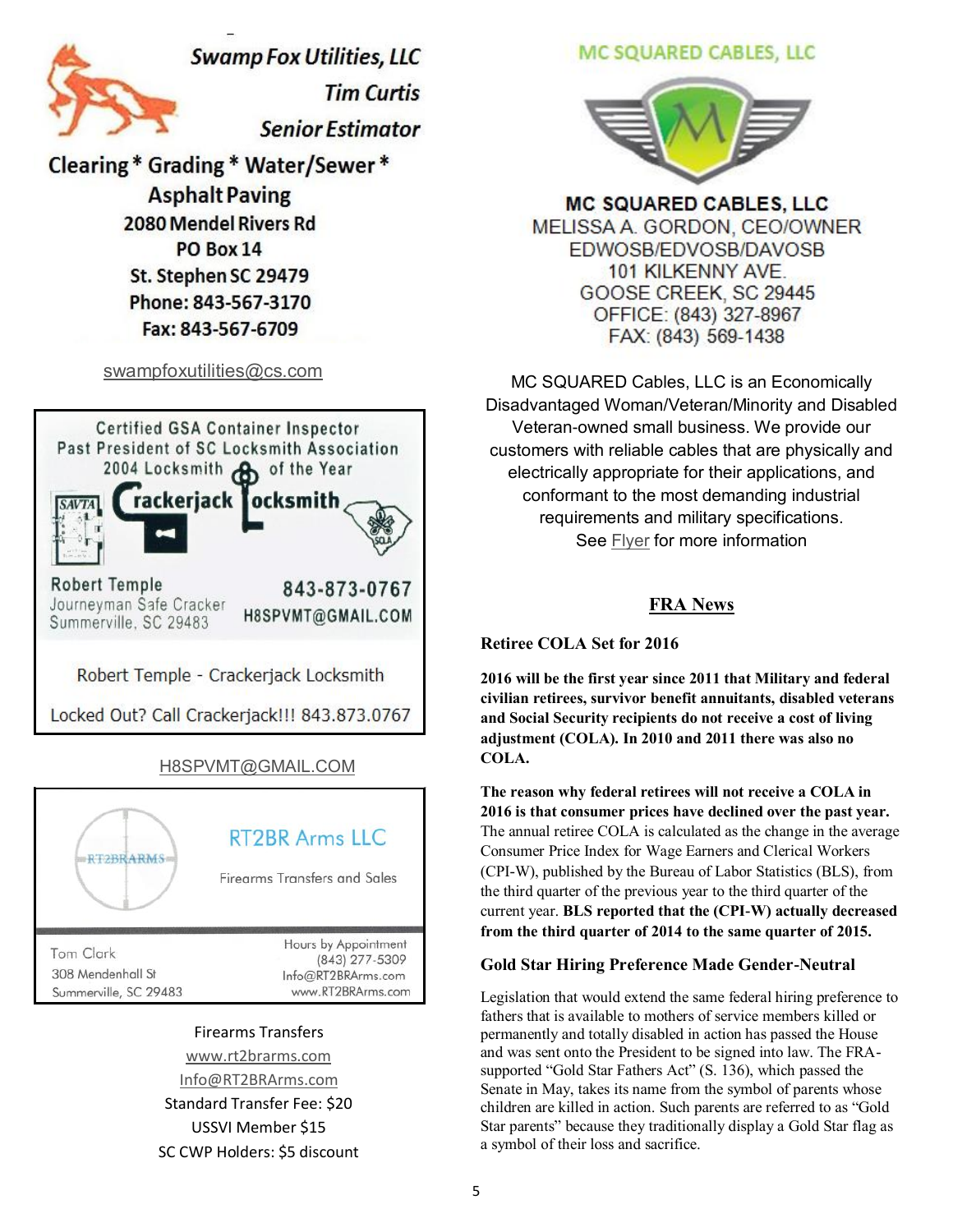**Swamp Fox Utilities, LLC**

*Tim Curtis*

*Senior Estimator*

**Clearing * Grading * Water/Sewer * Asphalt Paving**

**2080 Mendel Rivers Rd**

**PO Box 14**

**St. Stephen SC 29479**

**Phone: 843-567-3170**

**Fax: 843-567-6709**

swampfoxutilities@cs.com

Certified GSA Container Inspector

Past President of SC Locksmith Association

2004 Locksmith of the Year

**Crackerjack Locksmith**

Robert Temple

Journeyman Safe Cracker

Summerville, SC 29483

843-873-0767

H8SPVMT@GMAIL.COM

Robert Temple - Crackerjack Locksmith

Locked Out? Call Crackerjack!!! 843.873.0767

H8SPVMT@GMAIL.COM

RT2BR Arms LLC

Firearms Transfers and Sales

Tom Clark

308 Mendenhall St

Summerville, SC 29483

Hours by Appointment

(843) 277-5309

Info@RT2BRArms.com

www.RT2BRArms.com

Firearms Transfers

www.rt2brarms.com

Info@RT2BRArms.com

Standard Transfer Fee: $20

USSVI Member $15

SC CWP Holders: $5 discount

MC SQUARED CABLES, LLC

**MC SQUARED CABLES, LLC**

MELISSA A. GORDON, CEO/OWNER

EDWOSB/EDVOSB/DAVOSB

101 KILKENNY AVE.

GOOSE CREEK, SC 29445

OFFICE: (843) 327-8967

FAX: (843) 569-1438

MC SQUARED Cables, LLC is an Economically Disadvantaged Woman/Veteran/Minority and Disabled Veteran-owned small business. We provide our customers with reliable cables that are physically and electrically appropriate for their applications, and conformant to the most demanding industrial requirements and military specifications. See Flyer for more information

## FRA News

### Retiree COLA Set for 2016

**2016 will be the first year since 2011 that Military and federal civilian retirees, survivor benefit annuitants, disabled veterans and Social Security recipients do not receive a cost of living adjustment (COLA). In 2010 and 2011 there was also no COLA.**

**The reason why federal retirees will not receive a COLA in 2016 is that consumer prices have declined over the past year.** The annual retiree COLA is calculated as the change in the average Consumer Price Index for Wage Earners and Clerical Workers (CPI-W), published by the Bureau of Labor Statistics (BLS), from the third quarter of the previous year to the third quarter of the current year. **BLS reported that the (CPI-W) actually decreased from the third quarter of 2014 to the same quarter of 2015.**

### Gold Star Hiring Preference Made Gender-Neutral

Legislation that would extend the same federal hiring preference to fathers that is available to mothers of service members killed or permanently and totally disabled in action has passed the House and was sent onto the President to be signed into law. The FRA-supported "Gold Star Fathers Act" (S. 136), which passed the Senate in May, takes its name from the symbol of parents whose children are killed in action. Such parents are referred to as "Gold Star parents" because they traditionally display a Gold Star flag as a symbol of their loss and sacrifice.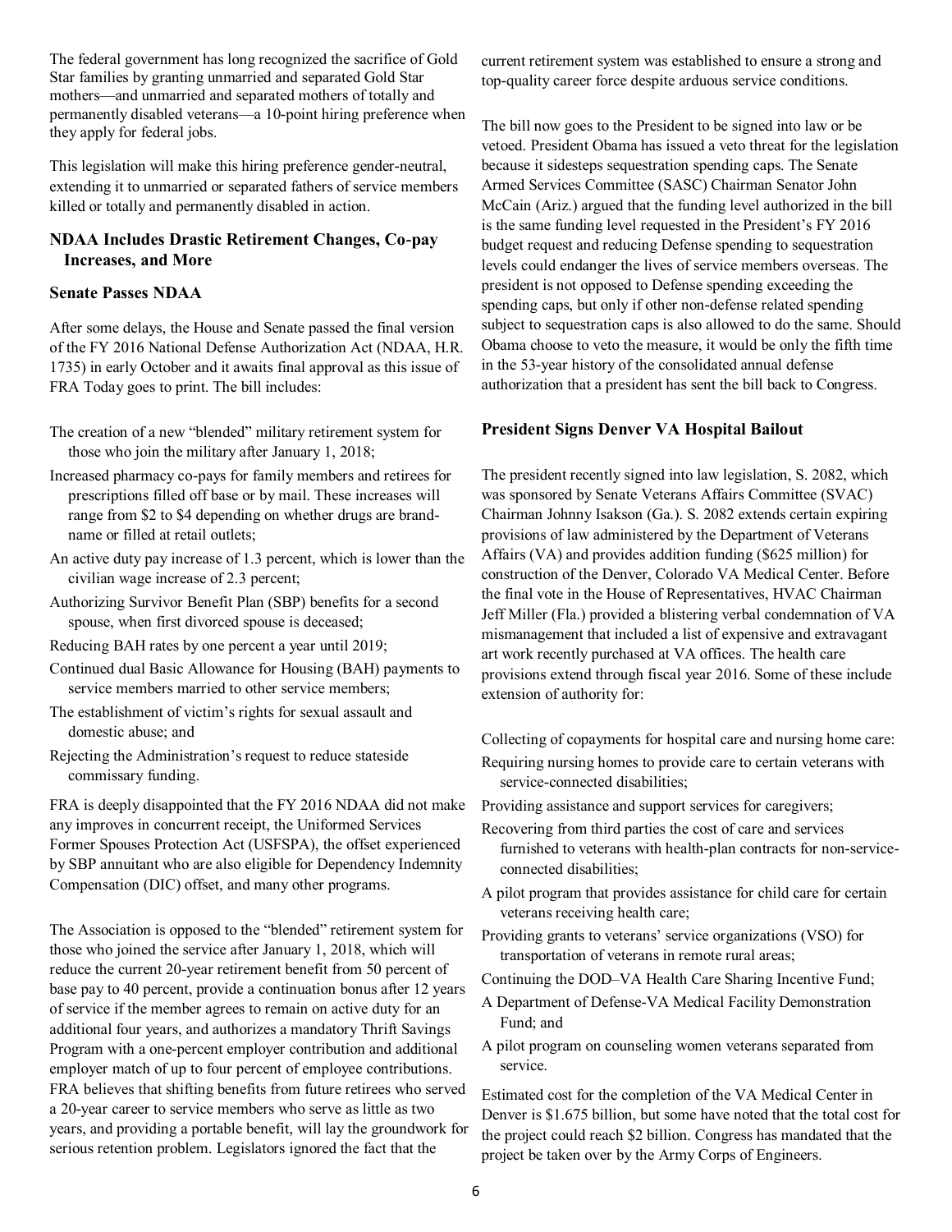The federal government has long recognized the sacrifice of Gold Star families by granting unmarried and separated Gold Star mothers—and unmarried and separated mothers of totally and permanently disabled veterans—a 10-point hiring preference when they apply for federal jobs.

This legislation will make this hiring preference gender-neutral, extending it to unmarried or separated fathers of service members killed or totally and permanently disabled in action.

### NDAA Includes Drastic Retirement Changes, Co-pay Increases, and More

### Senate Passes NDAA

After some delays, the House and Senate passed the final version of the FY 2016 National Defense Authorization Act (NDAA, H.R. 1735) in early October and it awaits final approval as this issue of FRA Today goes to print. The bill includes:

- The creation of a new "blended" military retirement system for those who join the military after January 1, 2018;
- Increased pharmacy co-pays for family members and retirees for prescriptions filled off base or by mail. These increases will range from $2 to $4 depending on whether drugs are brand-name or filled at retail outlets;
- An active duty pay increase of 1.3 percent, which is lower than the civilian wage increase of 2.3 percent;
- Authorizing Survivor Benefit Plan (SBP) benefits for a second spouse, when first divorced spouse is deceased;
- Reducing BAH rates by one percent a year until 2019;
- Continued dual Basic Allowance for Housing (BAH) payments to service members married to other service members;
- The establishment of victim's rights for sexual assault and domestic abuse; and
- Rejecting the Administration's request to reduce stateside commissary funding.

FRA is deeply disappointed that the FY 2016 NDAA did not make any improves in concurrent receipt, the Uniformed Services Former Spouses Protection Act (USFSPA), the offset experienced by SBP annuitant who are also eligible for Dependency Indemnity Compensation (DIC) offset, and many other programs.

The Association is opposed to the "blended" retirement system for those who joined the service after January 1, 2018, which will reduce the current 20-year retirement benefit from 50 percent of base pay to 40 percent, provide a continuation bonus after 12 years of service if the member agrees to remain on active duty for an additional four years, and authorizes a mandatory Thrift Savings Program with a one-percent employer contribution and additional employer match of up to four percent of employee contributions. FRA believes that shifting benefits from future retirees who served a 20-year career to service members who serve as little as two years, and providing a portable benefit, will lay the groundwork for serious retention problem. Legislators ignored the fact that the current retirement system was established to ensure a strong and top-quality career force despite arduous service conditions.

The bill now goes to the President to be signed into law or be vetoed. President Obama has issued a veto threat for the legislation because it sidesteps sequestration spending caps. The Senate Armed Services Committee (SASC) Chairman Senator John McCain (Ariz.) argued that the funding level authorized in the bill is the same funding level requested in the President's FY 2016 budget request and reducing Defense spending to sequestration levels could endanger the lives of service members overseas. The president is not opposed to Defense spending exceeding the spending caps, but only if other non-defense related spending subject to sequestration caps is also allowed to do the same. Should Obama choose to veto the measure, it would be only the fifth time in the 53-year history of the consolidated annual defense authorization that a president has sent the bill back to Congress.

### President Signs Denver VA Hospital Bailout

The president recently signed into law legislation, S. 2082, which was sponsored by Senate Veterans Affairs Committee (SVAC) Chairman Johnny Isakson (Ga.). S. 2082 extends certain expiring provisions of law administered by the Department of Veterans Affairs (VA) and provides addition funding ($625 million) for construction of the Denver, Colorado VA Medical Center. Before the final vote in the House of Representatives, HVAC Chairman Jeff Miller (Fla.) provided a blistering verbal condemnation of VA mismanagement that included a list of expensive and extravagant art work recently purchased at VA offices. The health care provisions extend through fiscal year 2016. Some of these include extension of authority for:

- Collecting of copayments for hospital care and nursing home care:
- Requiring nursing homes to provide care to certain veterans with service-connected disabilities;
- Providing assistance and support services for caregivers;
- Recovering from third parties the cost of care and services furnished to veterans with health-plan contracts for non-service-connected disabilities;
- A pilot program that provides assistance for child care for certain veterans receiving health care;
- Providing grants to veterans' service organizations (VSO) for transportation of veterans in remote rural areas;
- Continuing the DOD–VA Health Care Sharing Incentive Fund;
- A Department of Defense-VA Medical Facility Demonstration Fund; and
- A pilot program on counseling women veterans separated from service.

Estimated cost for the completion of the VA Medical Center in Denver is $1.675 billion, but some have noted that the total cost for the project could reach $2 billion. Congress has mandated that the project be taken over by the Army Corps of Engineers.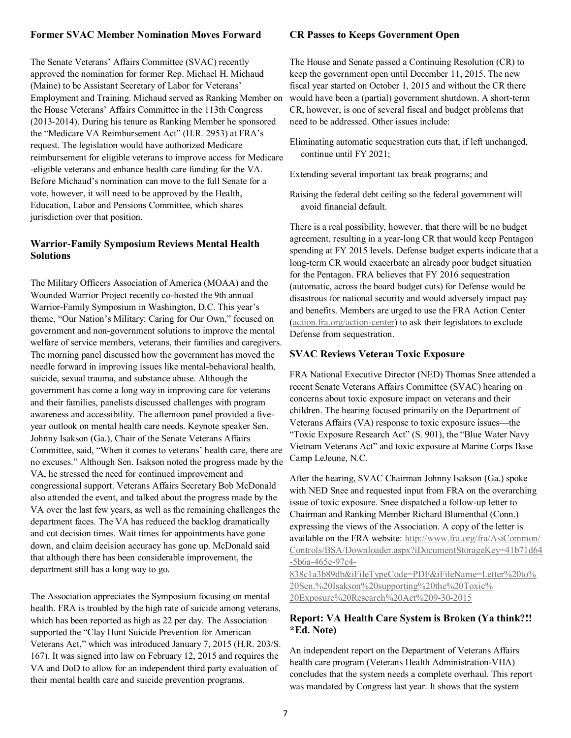### Former SVAC Member Nomination Moves Forward

The Senate Veterans' Affairs Committee (SVAC) recently approved the nomination for former Rep. Michael H. Michaud (Maine) to be Assistant Secretary of Labor for Veterans' Employment and Training. Michaud served as Ranking Member on the House Veterans' Affairs Committee in the 113th Congress (2013-2014). During his tenure as Ranking Member he sponsored the "Medicare VA Reimbursement Act" (H.R. 2953) at FRA's request. The legislation would have authorized Medicare reimbursement for eligible veterans to improve access for Medicare-eligible veterans and enhance health care funding for the VA. Before Michaud's nomination can move to the full Senate for a vote, however, it will need to be approved by the Health, Education, Labor and Pensions Committee, which shares jurisdiction over that position.

### Warrior-Family Symposium Reviews Mental Health Solutions

The Military Officers Association of America (MOAA) and the Wounded Warrior Project recently co-hosted the 9th annual Warrior-Family Symposium in Washington, D.C. This year's theme, "Our Nation's Military: Caring for Our Own," focused on government and non-government solutions to improve the mental welfare of service members, veterans, their families and caregivers. The morning panel discussed how the government has moved the needle forward in improving issues like mental-behavioral health, suicide, sexual trauma, and substance abuse. Although the government has come a long way in improving care for veterans and their families, panelists discussed challenges with program awareness and accessibility. The afternoon panel provided a five-year outlook on mental health care needs. Keynote speaker Sen. Johnny Isakson (Ga.), Chair of the Senate Veterans Affairs Committee, said, "When it comes to veterans' health care, there are no excuses." Although Sen. Isakson noted the progress made by the VA, he stressed the need for continued improvement and congressional support. Veterans Affairs Secretary Bob McDonald also attended the event, and talked about the progress made by the VA over the last few years, as well as the remaining challenges the department faces. The VA has reduced the backlog dramatically and cut decision times. Wait times for appointments have gone down, and claim decision accuracy has gone up. McDonald said that although there has been considerable improvement, the department still has a long way to go.

The Association appreciates the Symposium focusing on mental health. FRA is troubled by the high rate of suicide among veterans, which has been reported as high as 22 per day. The Association supported the "Clay Hunt Suicide Prevention for American Veterans Act," which was introduced January 7, 2015 (H.R. 203/S. 167). It was signed into law on February 12, 2015 and requires the VA and DoD to allow for an independent third party evaluation of their mental health care and suicide prevention programs.

### CR Passes to Keeps Government Open

The House and Senate passed a Continuing Resolution (CR) to keep the government open until December 11, 2015. The new fiscal year started on October 1, 2015 and without the CR there would have been a (partial) government shutdown. A short-term CR, however, is one of several fiscal and budget problems that need to be addressed. Other issues include:

- Eliminating automatic sequestration cuts that, if left unchanged, continue until FY 2021;
- Extending several important tax break programs; and
- Raising the federal debt ceiling so the federal government will avoid financial default.

There is a real possibility, however, that there will be no budget agreement, resulting in a year-long CR that would keep Pentagon spending at FY 2015 levels. Defense budget experts indicate that a long-term CR would exacerbate an already poor budget situation for the Pentagon. FRA believes that FY 2016 sequestration (automatic, across the board budget cuts) for Defense would be disastrous for national security and would adversely impact pay and benefits. Members are urged to use the FRA Action Center (action.fra.org/action-center) to ask their legislators to exclude Defense from sequestration.

### SVAC Reviews Veteran Toxic Exposure

FRA National Executive Director (NED) Thomas Snee attended a recent Senate Veterans Affairs Committee (SVAC) hearing on concerns about toxic exposure impact on veterans and their children. The hearing focused primarily on the Department of Veterans Affairs (VA) response to toxic exposure issues—the "Toxic Exposure Research Act" (S. 901), the "Blue Water Navy Vietnam Veterans Act" and toxic exposure at Marine Corps Base Camp LeJeune, N.C.

After the hearing, SVAC Chairman Johnny Isakson (Ga.) spoke with NED Snee and requested input from FRA on the overarching issue of toxic exposure. Snee dispatched a follow-up letter to Chairman and Ranking Member Richard Blumenthal (Conn.) expressing the views of the Association. A copy of the letter is available on the FRA website: http://www.fra.org/fra/AsiCommon/Controls/BSA/Downloader.aspx?iDocumentStorageKey=41b71d64-5b6a-465e-97c4-838c1a3b89db&iFileTypeCode=PDF&iFileName=Letter%20to%20Sen.%20Isakson%20supporting%20the%20Toxic%20Exposure%20Research%20Act%209-30-2015

### Report: VA Health Care System is Broken (Ya think?!! *Ed. Note)

An independent report on the Department of Veterans Affairs health care program (Veterans Health Administration-VHA) concludes that the system needs a complete overhaul. This report was mandated by Congress last year. It shows that the system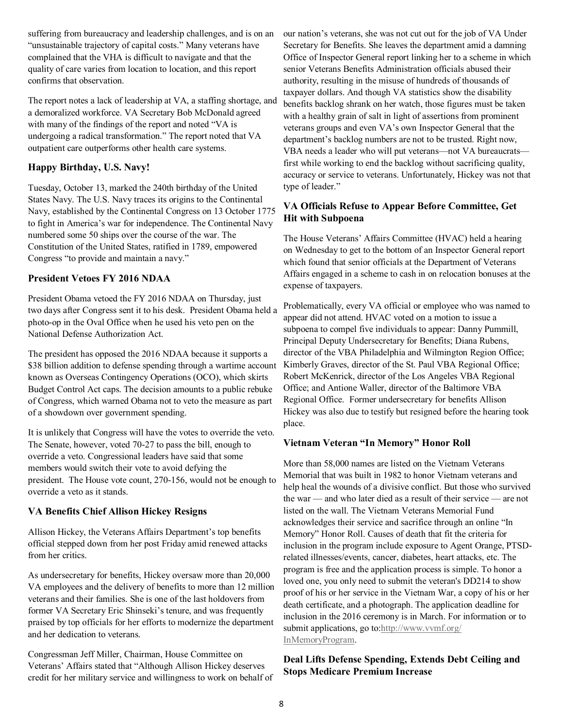suffering from bureaucracy and leadership challenges, and is on an "unsustainable trajectory of capital costs." Many veterans have complained that the VHA is difficult to navigate and that the quality of care varies from location to location, and this report confirms that observation.

The report notes a lack of leadership at VA, a staffing shortage, and a demoralized workforce. VA Secretary Bob McDonald agreed with many of the findings of the report and noted "VA is undergoing a radical transformation." The report noted that VA outpatient care outperforms other health care systems.

### Happy Birthday, U.S. Navy!

Tuesday, October 13, marked the 240th birthday of the United States Navy. The U.S. Navy traces its origins to the Continental Navy, established by the Continental Congress on 13 October 1775 to fight in America's war for independence. The Continental Navy numbered some 50 ships over the course of the war. The Constitution of the United States, ratified in 1789, empowered Congress "to provide and maintain a navy."

### President Vetoes FY 2016 NDAA

President Obama vetoed the FY 2016 NDAA on Thursday, just two days after Congress sent it to his desk. President Obama held a photo-op in the Oval Office when he used his veto pen on the National Defense Authorization Act.

The president has opposed the 2016 NDAA because it supports a $38 billion addition to defense spending through a wartime account known as Overseas Contingency Operations (OCO), which skirts Budget Control Act caps. The decision amounts to a public rebuke of Congress, which warned Obama not to veto the measure as part of a showdown over government spending.

It is unlikely that Congress will have the votes to override the veto. The Senate, however, voted 70-27 to pass the bill, enough to override a veto. Congressional leaders have said that some members would switch their vote to avoid defying the president. The House vote count, 270-156, would not be enough to override a veto as it stands.

### VA Benefits Chief Allison Hickey Resigns

Allison Hickey, the Veterans Affairs Department's top benefits official stepped down from her post Friday amid renewed attacks from her critics.

As undersecretary for benefits, Hickey oversaw more than 20,000 VA employees and the delivery of benefits to more than 12 million veterans and their families. She is one of the last holdovers from former VA Secretary Eric Shinseki's tenure, and was frequently praised by top officials for her efforts to modernize the department and her dedication to veterans.

Congressman Jeff Miller, Chairman, House Committee on Veterans' Affairs stated that "Although Allison Hickey deserves credit for her military service and willingness to work on behalf of our nation's veterans, she was not cut out for the job of VA Under Secretary for Benefits. She leaves the department amid a damning Office of Inspector General report linking her to a scheme in which senior Veterans Benefits Administration officials abused their authority, resulting in the misuse of hundreds of thousands of taxpayer dollars. And though VA statistics show the disability benefits backlog shrank on her watch, those figures must be taken with a healthy grain of salt in light of assertions from prominent veterans groups and even VA's own Inspector General that the department's backlog numbers are not to be trusted. Right now, VBA needs a leader who will put veterans—not VA bureaucrats—first while working to end the backlog without sacrificing quality, accuracy or service to veterans. Unfortunately, Hickey was not that type of leader."

### VA Officials Refuse to Appear Before Committee, Get Hit with Subpoena

The House Veterans' Affairs Committee (HVAC) held a hearing on Wednesday to get to the bottom of an Inspector General report which found that senior officials at the Department of Veterans Affairs engaged in a scheme to cash in on relocation bonuses at the expense of taxpayers.

Problematically, every VA official or employee who was named to appear did not attend. HVAC voted on a motion to issue a subpoena to compel five individuals to appear: Danny Pummill, Principal Deputy Undersecretary for Benefits; Diana Rubens, director of the VBA Philadelphia and Wilmington Region Office; Kimberly Graves, director of the St. Paul VBA Regional Office; Robert McKenrick, director of the Los Angeles VBA Regional Office; and Antione Waller, director of the Baltimore VBA Regional Office. Former undersecretary for benefits Allison Hickey was also due to testify but resigned before the hearing took place.

### Vietnam Veteran "In Memory" Honor Roll

More than 58,000 names are listed on the Vietnam Veterans Memorial that was built in 1982 to honor Vietnam veterans and help heal the wounds of a divisive conflict. But those who survived the war — and who later died as a result of their service — are not listed on the wall. The Vietnam Veterans Memorial Fund acknowledges their service and sacrifice through an online "In Memory" Honor Roll. Causes of death that fit the criteria for inclusion in the program include exposure to Agent Orange, PTSD-related illnesses/events, cancer, diabetes, heart attacks, etc. The program is free and the application process is simple. To honor a loved one, you only need to submit the veteran's DD214 to show proof of his or her service in the Vietnam War, a copy of his or her death certificate, and a photograph. The application deadline for inclusion in the 2016 ceremony is in March. For information or to submit applications, go to: http://www.vvmf.org/InMemoryProgram.

### Deal Lifts Defense Spending, Extends Debt Ceiling and Stops Medicare Premium Increase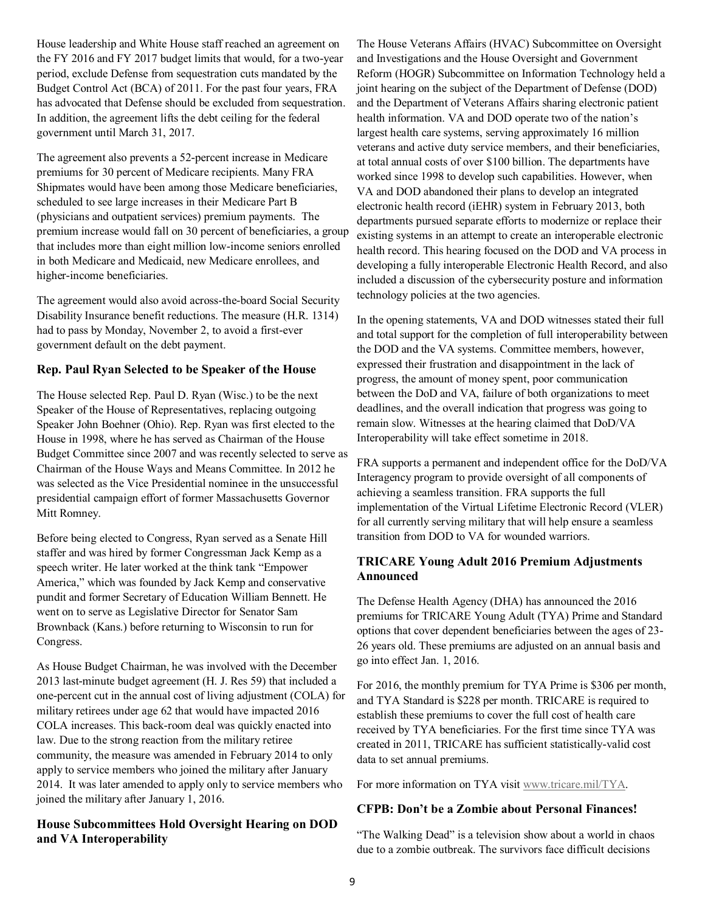House leadership and White House staff reached an agreement on the FY 2016 and FY 2017 budget limits that would, for a two-year period, exclude Defense from sequestration cuts mandated by the Budget Control Act (BCA) of 2011. For the past four years, FRA has advocated that Defense should be excluded from sequestration. In addition, the agreement lifts the debt ceiling for the federal government until March 31, 2017.

The agreement also prevents a 52-percent increase in Medicare premiums for 30 percent of Medicare recipients. Many FRA Shipmates would have been among those Medicare beneficiaries, scheduled to see large increases in their Medicare Part B (physicians and outpatient services) premium payments. The premium increase would fall on 30 percent of beneficiaries, a group that includes more than eight million low-income seniors enrolled in both Medicare and Medicaid, new Medicare enrollees, and higher-income beneficiaries.

The agreement would also avoid across-the-board Social Security Disability Insurance benefit reductions. The measure (H.R. 1314) had to pass by Monday, November 2, to avoid a first-ever government default on the debt payment.

### Rep. Paul Ryan Selected to be Speaker of the House

The House selected Rep. Paul D. Ryan (Wisc.) to be the next Speaker of the House of Representatives, replacing outgoing Speaker John Boehner (Ohio). Rep. Ryan was first elected to the House in 1998, where he has served as Chairman of the House Budget Committee since 2007 and was recently selected to serve as Chairman of the House Ways and Means Committee. In 2012 he was selected as the Vice Presidential nominee in the unsuccessful presidential campaign effort of former Massachusetts Governor Mitt Romney.

Before being elected to Congress, Ryan served as a Senate Hill staffer and was hired by former Congressman Jack Kemp as a speech writer. He later worked at the think tank "Empower America," which was founded by Jack Kemp and conservative pundit and former Secretary of Education William Bennett. He went on to serve as Legislative Director for Senator Sam Brownback (Kans.) before returning to Wisconsin to run for Congress.

As House Budget Chairman, he was involved with the December 2013 last-minute budget agreement (H. J. Res 59) that included a one-percent cut in the annual cost of living adjustment (COLA) for military retirees under age 62 that would have impacted 2016 COLA increases. This back-room deal was quickly enacted into law. Due to the strong reaction from the military retiree community, the measure was amended in February 2014 to only apply to service members who joined the military after January 2014. It was later amended to apply only to service members who joined the military after January 1, 2016.

### House Subcommittees Hold Oversight Hearing on DOD and VA Interoperability

The House Veterans Affairs (HVAC) Subcommittee on Oversight and Investigations and the House Oversight and Government Reform (HOGR) Subcommittee on Information Technology held a joint hearing on the subject of the Department of Defense (DOD) and the Department of Veterans Affairs sharing electronic patient health information. VA and DOD operate two of the nation's largest health care systems, serving approximately 16 million veterans and active duty service members, and their beneficiaries, at total annual costs of over $100 billion. The departments have worked since 1998 to develop such capabilities. However, when VA and DOD abandoned their plans to develop an integrated electronic health record (iEHR) system in February 2013, both departments pursued separate efforts to modernize or replace their existing systems in an attempt to create an interoperable electronic health record. This hearing focused on the DOD and VA process in developing a fully interoperable Electronic Health Record, and also included a discussion of the cybersecurity posture and information technology policies at the two agencies.

In the opening statements, VA and DOD witnesses stated their full and total support for the completion of full interoperability between the DOD and the VA systems. Committee members, however, expressed their frustration and disappointment in the lack of progress, the amount of money spent, poor communication between the DoD and VA, failure of both organizations to meet deadlines, and the overall indication that progress was going to remain slow. Witnesses at the hearing claimed that DoD/VA Interoperability will take effect sometime in 2018.

FRA supports a permanent and independent office for the DoD/VA Interagency program to provide oversight of all components of achieving a seamless transition. FRA supports the full implementation of the Virtual Lifetime Electronic Record (VLER) for all currently serving military that will help ensure a seamless transition from DOD to VA for wounded warriors.

### TRICARE Young Adult 2016 Premium Adjustments Announced

The Defense Health Agency (DHA) has announced the 2016 premiums for TRICARE Young Adult (TYA) Prime and Standard options that cover dependent beneficiaries between the ages of 23-26 years old. These premiums are adjusted on an annual basis and go into effect Jan. 1, 2016.

For 2016, the monthly premium for TYA Prime is $306 per month, and TYA Standard is $228 per month. TRICARE is required to establish these premiums to cover the full cost of health care received by TYA beneficiaries. For the first time since TYA was created in 2011, TRICARE has sufficient statistically-valid cost data to set annual premiums.

For more information on TYA visit www.tricare.mil/TYA.

### CFPB: Don't be a Zombie about Personal Finances!

"The Walking Dead" is a television show about a world in chaos due to a zombie outbreak. The survivors face difficult decisions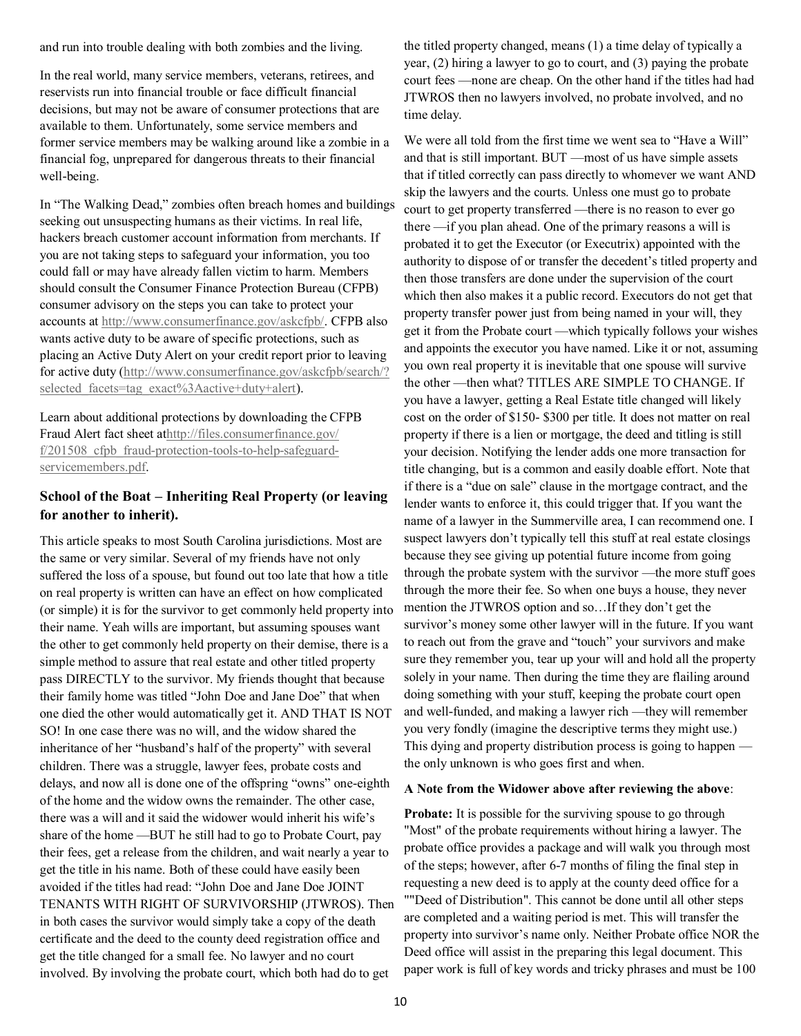and run into trouble dealing with both zombies and the living.

In the real world, many service members, veterans, retirees, and reservists run into financial trouble or face difficult financial decisions, but may not be aware of consumer protections that are available to them. Unfortunately, some service members and former service members may be walking around like a zombie in a financial fog, unprepared for dangerous threats to their financial well-being.

In "The Walking Dead," zombies often breach homes and buildings seeking out unsuspecting humans as their victims. In real life, hackers breach customer account information from merchants. If you are not taking steps to safeguard your information, you too could fall or may have already fallen victim to harm. Members should consult the Consumer Finance Protection Bureau (CFPB) consumer advisory on the steps you can take to protect your accounts at http://www.consumerfinance.gov/askcfpb/. CFPB also wants active duty to be aware of specific protections, such as placing an Active Duty Alert on your credit report prior to leaving for active duty (http://www.consumerfinance.gov/askcfpb/search/?selected_facets=tag_exact%3Aactive+duty+alert).

Learn about additional protections by downloading the CFPB Fraud Alert fact sheet athttp://files.consumerfinance.gov/f/201508_cfpb_fraud-protection-tools-to-help-safeguard-servicemembers.pdf.

## School of the Boat – Inheriting Real Property (or leaving for another to inherit).

This article speaks to most South Carolina jurisdictions. Most are the same or very similar. Several of my friends have not only suffered the loss of a spouse, but found out too late that how a title on real property is written can have an effect on how complicated (or simple) it is for the survivor to get commonly held property into their name. Yeah wills are important, but assuming spouses want the other to get commonly held property on their demise, there is a simple method to assure that real estate and other titled property pass DIRECTLY to the survivor. My friends thought that because their family home was titled "John Doe and Jane Doe" that when one died the other would automatically get it. AND THAT IS NOT SO! In one case there was no will, and the widow shared the inheritance of her "husband's half of the property" with several children. There was a struggle, lawyer fees, probate costs and delays, and now all is done one of the offspring "owns" one-eighth of the home and the widow owns the remainder. The other case, there was a will and it said the widower would inherit his wife's share of the home —BUT he still had to go to Probate Court, pay their fees, get a release from the children, and wait nearly a year to get the title in his name. Both of these could have easily been avoided if the titles had read: "John Doe and Jane Doe JOINT TENANTS WITH RIGHT OF SURVIVORSHIP (JTWROS). Then in both cases the survivor would simply take a copy of the death certificate and the deed to the county deed registration office and get the title changed for a small fee. No lawyer and no court involved. By involving the probate court, which both had do to get the titled property changed, means (1) a time delay of typically a year, (2) hiring a lawyer to go to court, and (3) paying the probate court fees —none are cheap. On the other hand if the titles had had JTWROS then no lawyers involved, no probate involved, and no time delay.

We were all told from the first time we went sea to "Have a Will" and that is still important. BUT —most of us have simple assets that if titled correctly can pass directly to whomever we want AND skip the lawyers and the courts. Unless one must go to probate court to get property transferred —there is no reason to ever go there —if you plan ahead. One of the primary reasons a will is probated it to get the Executor (or Executrix) appointed with the authority to dispose of or transfer the decedent's titled property and then those transfers are done under the supervision of the court which then also makes it a public record. Executors do not get that property transfer power just from being named in your will, they get it from the Probate court —which typically follows your wishes and appoints the executor you have named. Like it or not, assuming you own real property it is inevitable that one spouse will survive the other —then what? TITLES ARE SIMPLE TO CHANGE. If you have a lawyer, getting a Real Estate title changed will likely cost on the order of $150- $300 per title. It does not matter on real property if there is a lien or mortgage, the deed and titling is still your decision. Notifying the lender adds one more transaction for title changing, but is a common and easily doable effort. Note that if there is a "due on sale" clause in the mortgage contract, and the lender wants to enforce it, this could trigger that. If you want the name of a lawyer in the Summerville area, I can recommend one. I suspect lawyers don't typically tell this stuff at real estate closings because they see giving up potential future income from going through the probate system with the survivor —the more stuff goes through the more their fee. So when one buys a house, they never mention the JTWROS option and so…If they don't get the survivor's money some other lawyer will in the future. If you want to reach out from the grave and "touch" your survivors and make sure they remember you, tear up your will and hold all the property solely in your name. Then during the time they are flailing around doing something with your stuff, keeping the probate court open and well-funded, and making a lawyer rich —they will remember you very fondly (imagine the descriptive terms they might use.) This dying and property distribution process is going to happen —the only unknown is who goes first and when.

**A Note from the Widower above after reviewing the above**:

**Probate:** It is possible for the surviving spouse to go through "Most" of the probate requirements without hiring a lawyer. The probate office provides a package and will walk you through most of the steps; however, after 6-7 months of filing the final step in requesting a new deed is to apply at the county deed office for a ""Deed of Distribution". This cannot be done until all other steps are completed and a waiting period is met. This will transfer the property into survivor's name only. Neither Probate office NOR the Deed office will assist in the preparing this legal document. This paper work is full of key words and tricky phrases and must be 100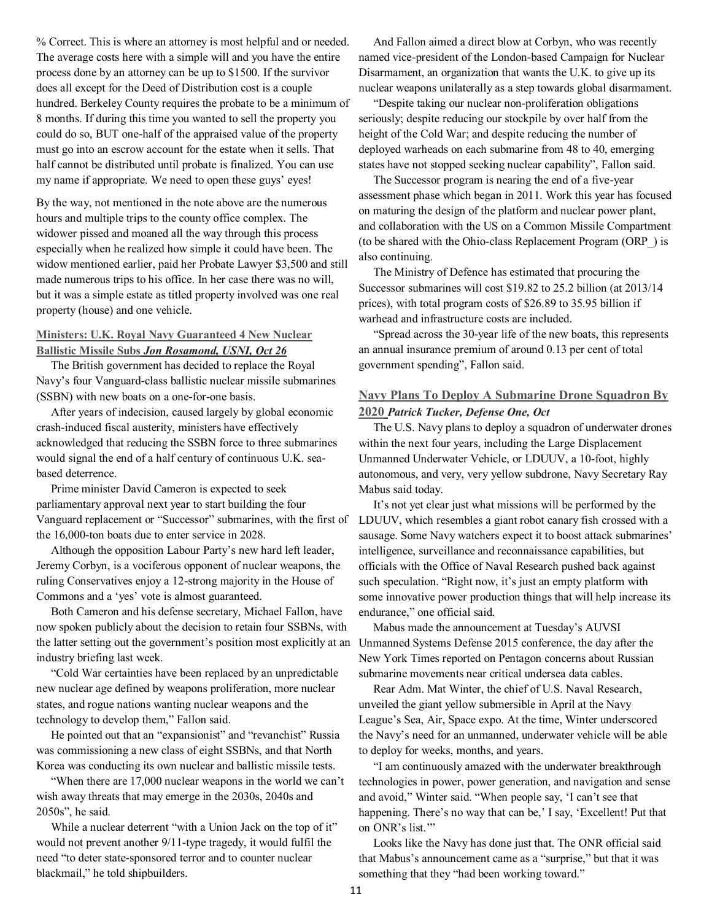% Correct. This is where an attorney is most helpful and or needed. The average costs here with a simple will and you have the entire process done by an attorney can be up to $1500. If the survivor does all except for the Deed of Distribution cost is a couple hundred. Berkeley County requires the probate to be a minimum of 8 months. If during this time you wanted to sell the property you could do so, BUT one-half of the appraised value of the property must go into an escrow account for the estate when it sells. That half cannot be distributed until probate is finalized. You can use my name if appropriate. We need to open these guys' eyes!

By the way, not mentioned in the note above are the numerous hours and multiple trips to the county office complex. The widower pissed and moaned all the way through this process especially when he realized how simple it could have been. The widow mentioned earlier, paid her Probate Lawyer $3,500 and still made numerous trips to his office. In her case there was no will, but it was a simple estate as titled property involved was one real property (house) and one vehicle.

### Ministers: U.K. Royal Navy Guaranteed 4 New Nuclear Ballistic Missile Subs *Jon Rosamond, USNI, Oct 26*

The British government has decided to replace the Royal Navy's four Vanguard-class ballistic nuclear missile submarines (SSBN) with new boats on a one-for-one basis.

After years of indecision, caused largely by global economic crash-induced fiscal austerity, ministers have effectively acknowledged that reducing the SSBN force to three submarines would signal the end of a half century of continuous U.K. sea-based deterrence.

Prime minister David Cameron is expected to seek parliamentary approval next year to start building the four Vanguard replacement or "Successor" submarines, with the first of the 16,000-ton boats due to enter service in 2028.

Although the opposition Labour Party's new hard left leader, Jeremy Corbyn, is a vociferous opponent of nuclear weapons, the ruling Conservatives enjoy a 12-strong majority in the House of Commons and a 'yes' vote is almost guaranteed.

Both Cameron and his defense secretary, Michael Fallon, have now spoken publicly about the decision to retain four SSBNs, with the latter setting out the government's position most explicitly at an industry briefing last week.

"Cold War certainties have been replaced by an unpredictable new nuclear age defined by weapons proliferation, more nuclear states, and rogue nations wanting nuclear weapons and the technology to develop them," Fallon said.

He pointed out that an "expansionist" and "revanchist" Russia was commissioning a new class of eight SSBNs, and that North Korea was conducting its own nuclear and ballistic missile tests.

"When there are 17,000 nuclear weapons in the world we can't wish away threats that may emerge in the 2030s, 2040s and 2050s", he said.

While a nuclear deterrent "with a Union Jack on the top of it" would not prevent another 9/11-type tragedy, it would fulfil the need "to deter state-sponsored terror and to counter nuclear blackmail," he told shipbuilders.

And Fallon aimed a direct blow at Corbyn, who was recently named vice-president of the London-based Campaign for Nuclear Disarmament, an organization that wants the U.K. to give up its nuclear weapons unilaterally as a step towards global disarmament.

"Despite taking our nuclear non-proliferation obligations seriously; despite reducing our stockpile by over half from the height of the Cold War; and despite reducing the number of deployed warheads on each submarine from 48 to 40, emerging states have not stopped seeking nuclear capability", Fallon said.

The Successor program is nearing the end of a five-year assessment phase which began in 2011. Work this year has focused on maturing the design of the platform and nuclear power plant, and collaboration with the US on a Common Missile Compartment (to be shared with the Ohio-class Replacement Program (ORP_) is also continuing.

The Ministry of Defence has estimated that procuring the Successor submarines will cost $19.82 to 25.2 billion (at 2013/14 prices), with total program costs of $26.89 to 35.95 billion if warhead and infrastructure costs are included.

"Spread across the 30-year life of the new boats, this represents an annual insurance premium of around 0.13 per cent of total government spending", Fallon said.

### Navy Plans To Deploy A Submarine Drone Squadron By 2020 *Patrick Tucker, Defense One, Oct*

The U.S. Navy plans to deploy a squadron of underwater drones within the next four years, including the Large Displacement Unmanned Underwater Vehicle, or LDUUV, a 10-foot, highly autonomous, and very, very yellow subdrone, Navy Secretary Ray Mabus said today.

It's not yet clear just what missions will be performed by the LDUUV, which resembles a giant robot canary fish crossed with a sausage. Some Navy watchers expect it to boost attack submarines' intelligence, surveillance and reconnaissance capabilities, but officials with the Office of Naval Research pushed back against such speculation. "Right now, it's just an empty platform with some innovative power production things that will help increase its endurance," one official said.

Mabus made the announcement at Tuesday's AUVSI Unmanned Systems Defense 2015 conference, the day after the New York Times reported on Pentagon concerns about Russian submarine movements near critical undersea data cables.

Rear Adm. Mat Winter, the chief of U.S. Naval Research, unveiled the giant yellow submersible in April at the Navy League's Sea, Air, Space expo. At the time, Winter underscored the Navy's need for an unmanned, underwater vehicle will be able to deploy for weeks, months, and years.

"I am continuously amazed with the underwater breakthrough technologies in power, power generation, and navigation and sense and avoid," Winter said. "When people say, 'I can't see that happening. There's no way that can be,' I say, 'Excellent! Put that on ONR's list.'"

Looks like the Navy has done just that. The ONR official said that Mabus's announcement came as a "surprise," but that it was something that they "had been working toward."